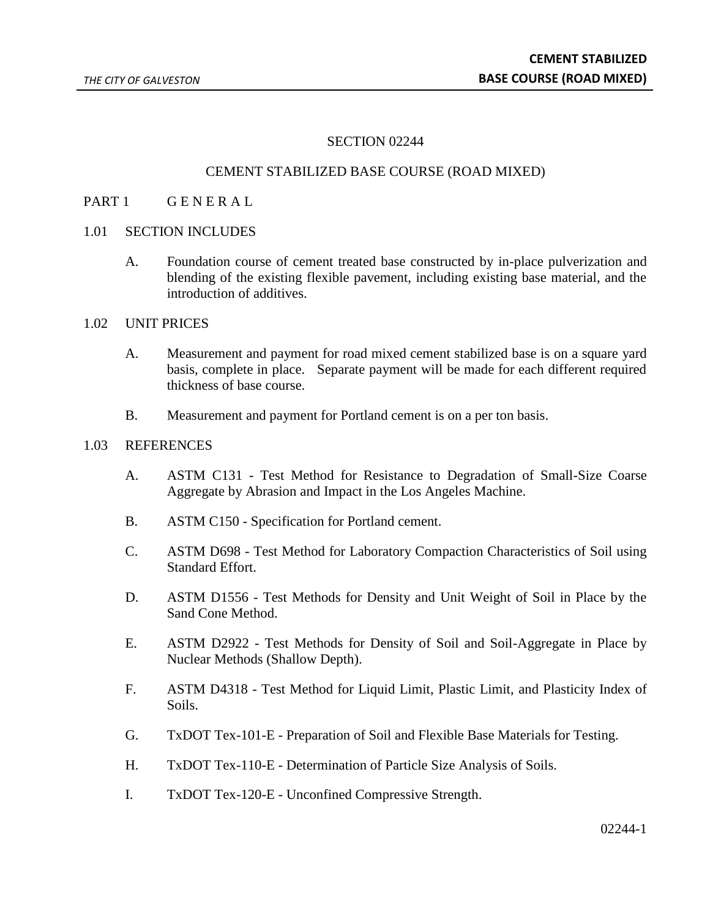# SECTION 02244

## CEMENT STABILIZED BASE COURSE (ROAD MIXED)

## PART 1 G E N E R A L

### 1.01 SECTION INCLUDES

A. Foundation course of cement treated base constructed by in-place pulverization and blending of the existing flexible pavement, including existing base material, and the introduction of additives.

### 1.02 UNIT PRICES

A. Measurement and payment for road mixed cement stabilized base is on a square yard basis, complete in place. Separate payment will be made for each different required thickness of base course.

B. Measurement and payment for Portland cement is on a per ton basis.

### 1.03 REFERENCES

A. ASTM C131 - Test Method for Resistance to Degradation of Small-Size Coarse Aggregate by Abrasion and Impact in the Los Angeles Machine.

B. ASTM C150 - Specification for Portland cement.

C. ASTM D698 - Test Method for Laboratory Compaction Characteristics of Soil using Standard Effort.

D. ASTM D1556 - Test Methods for Density and Unit Weight of Soil in Place by the Sand Cone Method.

E. ASTM D2922 - Test Methods for Density of Soil and Soil-Aggregate in Place by Nuclear Methods (Shallow Depth).

F. ASTM D4318 - Test Method for Liquid Limit, Plastic Limit, and Plasticity Index of Soils.

G. TxDOT Tex-101-E - Preparation of Soil and Flexible Base Materials for Testing.

H. TxDOT Tex-110-E - Determination of Particle Size Analysis of Soils.

I. TxDOT Tex-120-E - Unconfined Compressive Strength.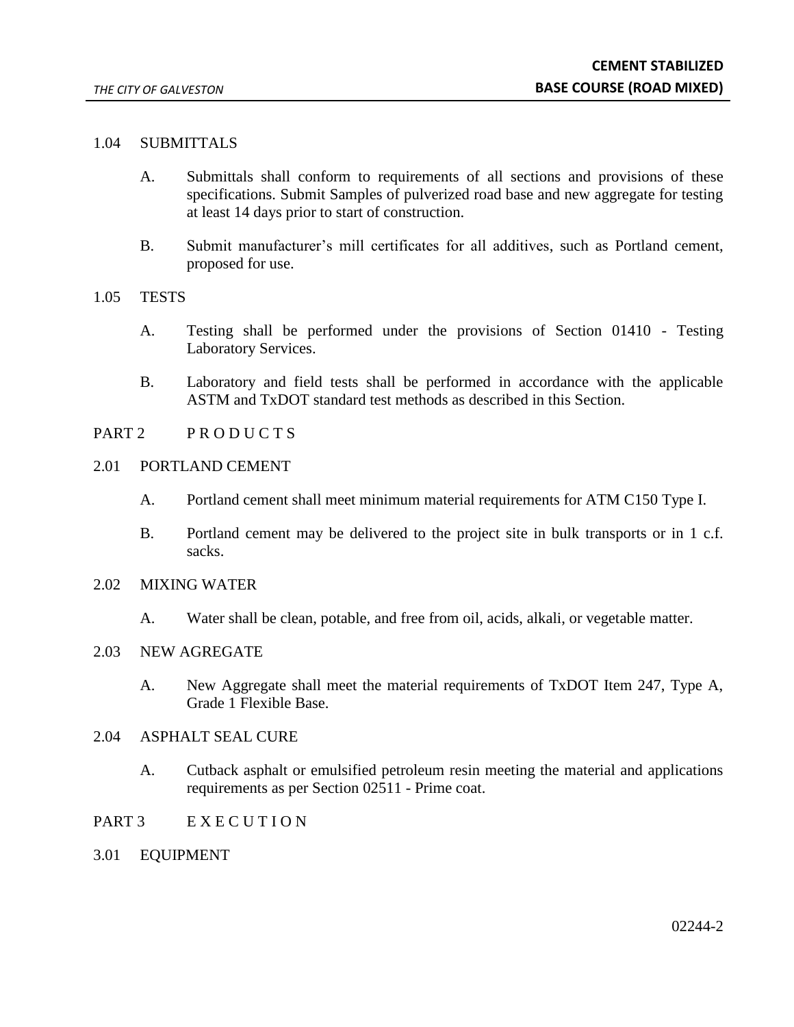## 1.04 SUBMITTALS

A. Submittals shall conform to requirements of all sections and provisions of these specifications. Submit Samples of pulverized road base and new aggregate for testing at least 14 days prior to start of construction.

B. Submit manufacturer's mill certificates for all additives, such as Portland cement, proposed for use.

## 1.05 TESTS

A. Testing shall be performed under the provisions of Section 01410 - Testing Laboratory Services.

B. Laboratory and field tests shall be performed in accordance with the applicable ASTM and TxDOT standard test methods as described in this Section.

# PART 2 P R O D U C T S

## 2.01 PORTLAND CEMENT

A. Portland cement shall meet minimum material requirements for ATM C150 Type I.

B. Portland cement may be delivered to the project site in bulk transports or in 1 c.f. sacks.

## 2.02 MIXING WATER

A. Water shall be clean, potable, and free from oil, acids, alkali, or vegetable matter.

## 2.03 NEW AGREGATE

A. New Aggregate shall meet the material requirements of TxDOT Item 247, Type A, Grade 1 Flexible Base.

## 2.04 ASPHALT SEAL CURE

A. Cutback asphalt or emulsified petroleum resin meeting the material and applications requirements as per Section 02511 - Prime coat.

# PART 3 E X E C U T I O N

## 3.01 EQUIPMENT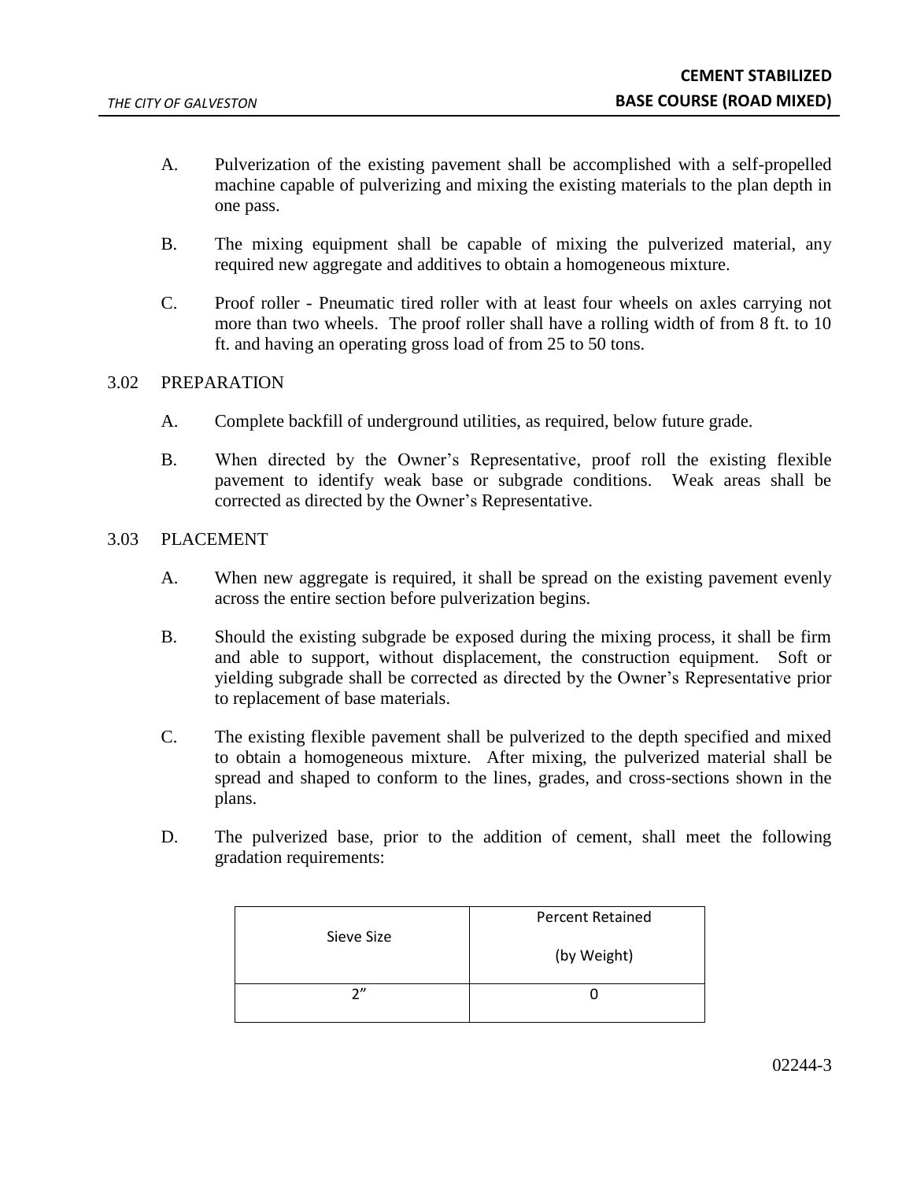A. Pulverization of the existing pavement shall be accomplished with a self-propelled machine capable of pulverizing and mixing the existing materials to the plan depth in one pass.

B. The mixing equipment shall be capable of mixing the pulverized material, any required new aggregate and additives to obtain a homogeneous mixture.

C. Proof roller - Pneumatic tired roller with at least four wheels on axles carrying not more than two wheels. The proof roller shall have a rolling width of from 8 ft. to 10 ft. and having an operating gross load of from 25 to 50 tons.

## 3.02 PREPARATION

A. Complete backfill of underground utilities, as required, below future grade.

B. When directed by the Owner's Representative, proof roll the existing flexible pavement to identify weak base or subgrade conditions. Weak areas shall be corrected as directed by the Owner's Representative.

## 3.03 PLACEMENT

A. When new aggregate is required, it shall be spread on the existing pavement evenly across the entire section before pulverization begins.

B. Should the existing subgrade be exposed during the mixing process, it shall be firm and able to support, without displacement, the construction equipment. Soft or yielding subgrade shall be corrected as directed by the Owner's Representative prior to replacement of base materials.

C. The existing flexible pavement shall be pulverized to the depth specified and mixed to obtain a homogeneous mixture. After mixing, the pulverized material shall be spread and shaped to conform to the lines, grades, and cross-sections shown in the plans.

D. The pulverized base, prior to the addition of cement, shall meet the following gradation requirements:

| Sieve Size | Percent Retained (by Weight) |
|---|---|
| 2" | 0 |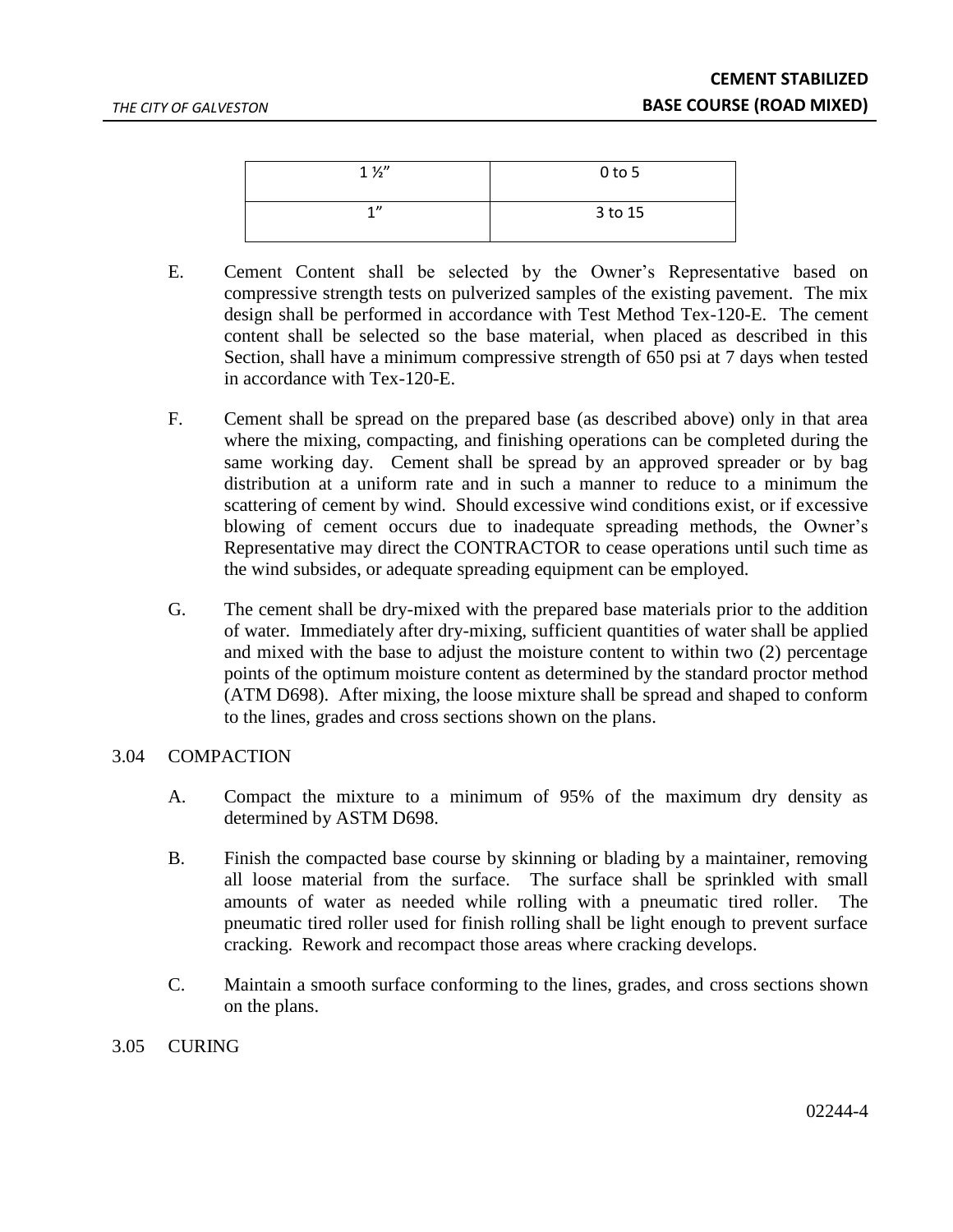| 1 ½" | 0 to 5 |
|---|---|
| 1" | 3 to 15 |

E. Cement Content shall be selected by the Owner's Representative based on compressive strength tests on pulverized samples of the existing pavement. The mix design shall be performed in accordance with Test Method Tex-120-E. The cement content shall be selected so the base material, when placed as described in this Section, shall have a minimum compressive strength of 650 psi at 7 days when tested in accordance with Tex-120-E.

F. Cement shall be spread on the prepared base (as described above) only in that area where the mixing, compacting, and finishing operations can be completed during the same working day. Cement shall be spread by an approved spreader or by bag distribution at a uniform rate and in such a manner to reduce to a minimum the scattering of cement by wind. Should excessive wind conditions exist, or if excessive blowing of cement occurs due to inadequate spreading methods, the Owner's Representative may direct the CONTRACTOR to cease operations until such time as the wind subsides, or adequate spreading equipment can be employed.

G. The cement shall be dry-mixed with the prepared base materials prior to the addition of water. Immediately after dry-mixing, sufficient quantities of water shall be applied and mixed with the base to adjust the moisture content to within two (2) percentage points of the optimum moisture content as determined by the standard proctor method (ATM D698). After mixing, the loose mixture shall be spread and shaped to conform to the lines, grades and cross sections shown on the plans.

## 3.04 COMPACTION

A. Compact the mixture to a minimum of 95% of the maximum dry density as determined by ASTM D698.

B. Finish the compacted base course by skinning or blading by a maintainer, removing all loose material from the surface. The surface shall be sprinkled with small amounts of water as needed while rolling with a pneumatic tired roller. The pneumatic tired roller used for finish rolling shall be light enough to prevent surface cracking. Rework and recompact those areas where cracking develops.

C. Maintain a smooth surface conforming to the lines, grades, and cross sections shown on the plans.

## 3.05 CURING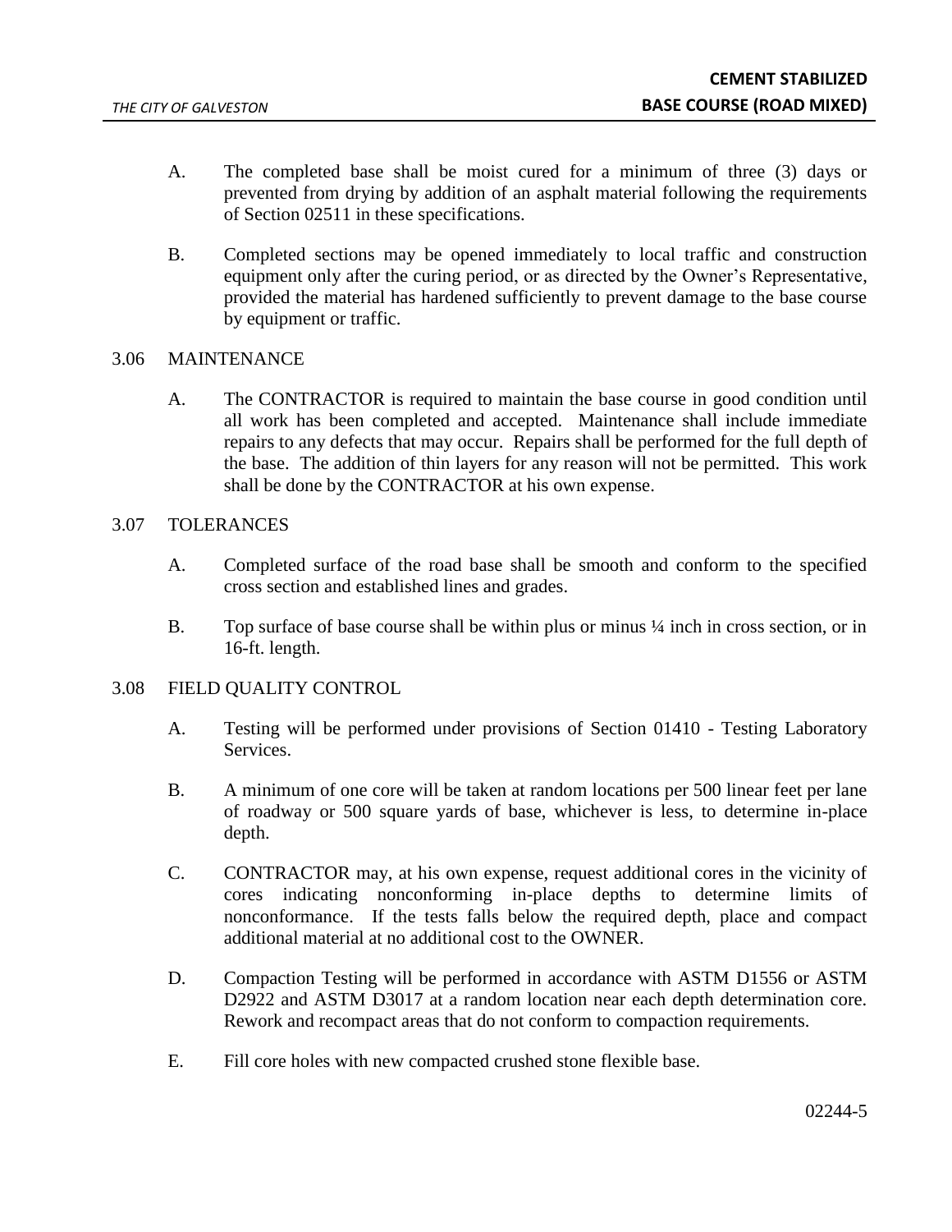A. The completed base shall be moist cured for a minimum of three (3) days or prevented from drying by addition of an asphalt material following the requirements of Section 02511 in these specifications.

B. Completed sections may be opened immediately to local traffic and construction equipment only after the curing period, or as directed by the Owner's Representative, provided the material has hardened sufficiently to prevent damage to the base course by equipment or traffic.

## 3.06 MAINTENANCE

A. The CONTRACTOR is required to maintain the base course in good condition until all work has been completed and accepted. Maintenance shall include immediate repairs to any defects that may occur. Repairs shall be performed for the full depth of the base. The addition of thin layers for any reason will not be permitted. This work shall be done by the CONTRACTOR at his own expense.

## 3.07 TOLERANCES

A. Completed surface of the road base shall be smooth and conform to the specified cross section and established lines and grades.

B. Top surface of base course shall be within plus or minus ¼ inch in cross section, or in 16-ft. length.

## 3.08 FIELD QUALITY CONTROL

A. Testing will be performed under provisions of Section 01410 - Testing Laboratory Services.

B. A minimum of one core will be taken at random locations per 500 linear feet per lane of roadway or 500 square yards of base, whichever is less, to determine in-place depth.

C. CONTRACTOR may, at his own expense, request additional cores in the vicinity of cores indicating nonconforming in-place depths to determine limits of nonconformance. If the tests falls below the required depth, place and compact additional material at no additional cost to the OWNER.

D. Compaction Testing will be performed in accordance with ASTM D1556 or ASTM D2922 and ASTM D3017 at a random location near each depth determination core. Rework and recompact areas that do not conform to compaction requirements.

E. Fill core holes with new compacted crushed stone flexible base.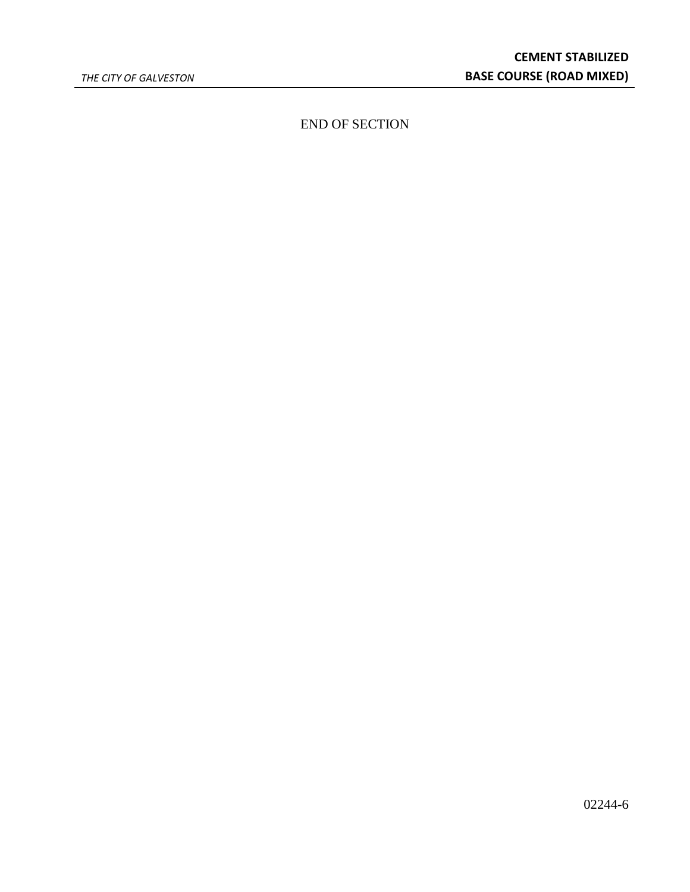END OF SECTION